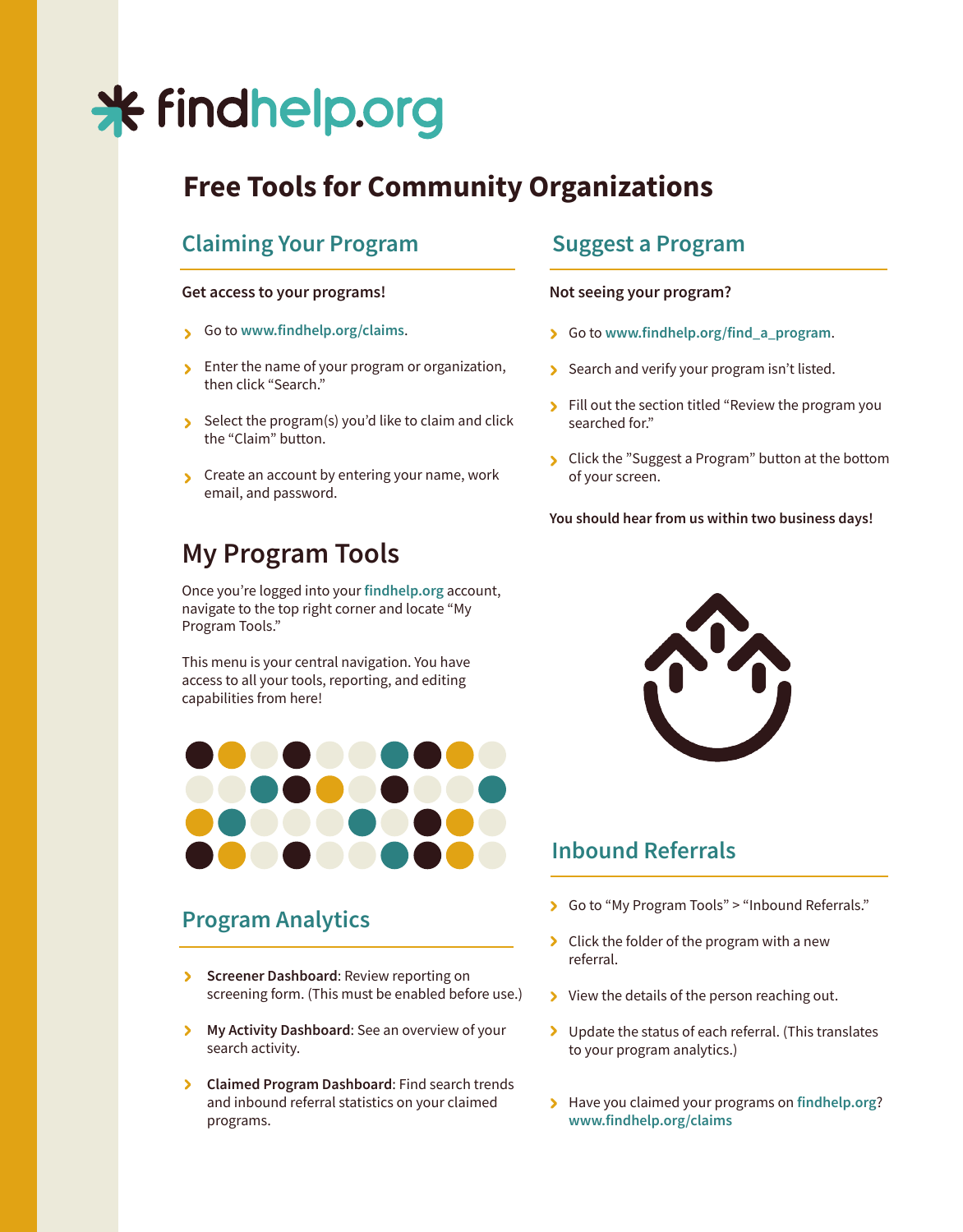# findhelp.org

## Free Tools for Community Organizations

### Claiming Your Program

**Get access to your programs!**

- Go to www.findhelp.org/claims.
- Enter the name of your program or organization, then click "Search."
- Select the program(s) you'd like to claim and click the "Claim" button.
- Create an account by entering your name, work email, and password.

## My Program Tools

Once you're logged into your **findhelp.org** account, navigate to the top right corner and locate "My Program Tools."

This menu is your central navigation. You have access to all your tools, reporting, and editing capabilities from here!

### Program Analytics

- **Screener Dashboard**: Review reporting on screening form. (This must be enabled before use.)
- **My Activity Dashboard**: See an overview of your search activity.
- **Claimed Program Dashboard**: Find search trends and inbound referral statistics on your claimed programs.

### Suggest a Program

**Not seeing your program?**

- Go to www.findhelp.org/find_a_program.
- Search and verify your program isn't listed.
- Fill out the section titled "Review the program you searched for."
- Click the "Suggest a Program" button at the bottom of your screen.

**You should hear from us within two business days!**

### Inbound Referrals

- Go to "My Program Tools" > "Inbound Referrals."
- Click the folder of the program with a new referral.
- View the details of the person reaching out.
- Update the status of each referral. (This translates to your program analytics.)
- Have you claimed your programs on **findhelp.org**? www.findhelp.org/claims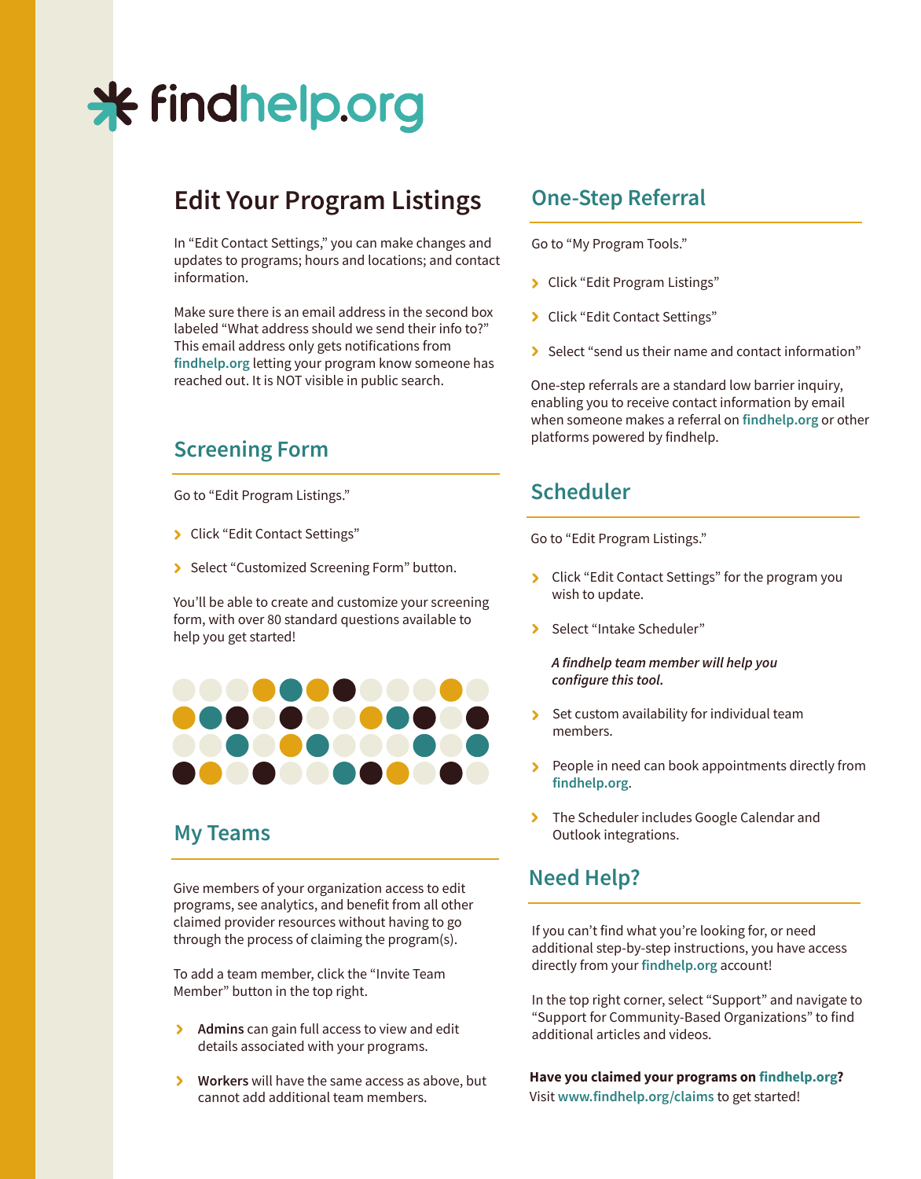# findhelp.org

## Edit Your Program Listings

In "Edit Contact Settings," you can make changes and updates to programs; hours and locations; and contact information.

Make sure there is an email address in the second box labeled "What address should we send their info to?" This email address only gets notifications from findhelp.org letting your program know someone has reached out. It is NOT visible in public search.

## Screening Form

Go to "Edit Program Listings."

- Click "Edit Contact Settings"
- Select "Customized Screening Form" button.

You'll be able to create and customize your screening form, with over 80 standard questions available to help you get started!

## My Teams

Give members of your organization access to edit programs, see analytics, and benefit from all other claimed provider resources without having to go through the process of claiming the program(s).

To add a team member, click the "Invite Team Member" button in the top right.

- **Admins** can gain full access to view and edit details associated with your programs.
- **Workers** will have the same access as above, but cannot add additional team members.

## One-Step Referral

Go to "My Program Tools."

- Click "Edit Program Listings"
- Click "Edit Contact Settings"
- Select "send us their name and contact information"

One-step referrals are a standard low barrier inquiry, enabling you to receive contact information by email when someone makes a referral on findhelp.org or other platforms powered by findhelp.

## Scheduler

Go to "Edit Program Listings."

- Click "Edit Contact Settings" for the program you wish to update.
- Select "Intake Scheduler"

  ***A findhelp team member will help you configure this tool.***

- Set custom availability for individual team members.
- People in need can book appointments directly from findhelp.org.
- The Scheduler includes Google Calendar and Outlook integrations.

## Need Help?

If you can't find what you're looking for, or need additional step-by-step instructions, you have access directly from your findhelp.org account!

In the top right corner, select "Support" and navigate to "Support for Community-Based Organizations" to find additional articles and videos.

**Have you claimed your programs on findhelp.org?**
Visit www.findhelp.org/claims to get started!